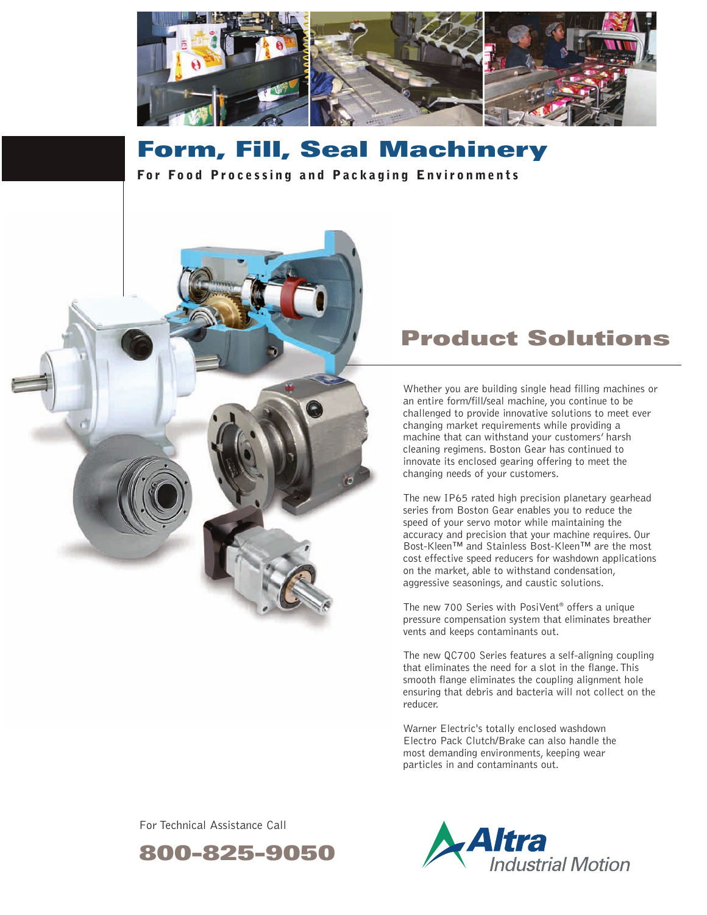# Form, Fill, Seal Machinery

**For Food Processing and Packaging Environments**

## Product Solutions

Whether you are building single head filling machines or an entire form/fill/seal machine, you continue to be challenged to provide innovative solutions to meet ever changing market requirements while providing a machine that can withstand your customers' harsh cleaning regimens. Boston Gear has continued to innovate its enclosed gearing offering to meet the changing needs of your customers.

The new IP65 rated high precision planetary gearhead series from Boston Gear enables you to reduce the speed of your servo motor while maintaining the accuracy and precision that your machine requires. Our Bost-Kleen™ and Stainless Bost-Kleen™ are the most cost effective speed reducers for washdown applications on the market, able to withstand condensation, aggressive seasonings, and caustic solutions.

The new 700 Series with PosiVent® offers a unique pressure compensation system that eliminates breather vents and keeps contaminants out.

The new QC700 Series features a self-aligning coupling that eliminates the need for a slot in the flange. This smooth flange eliminates the coupling alignment hole ensuring that debris and bacteria will not collect on the reducer.

Warner Electric's totally enclosed washdown Electro Pack Clutch/Brake can also handle the most demanding environments, keeping wear particles in and contaminants out.

For Technical Assistance Call

**800-825-9050**

Altra Industrial Motion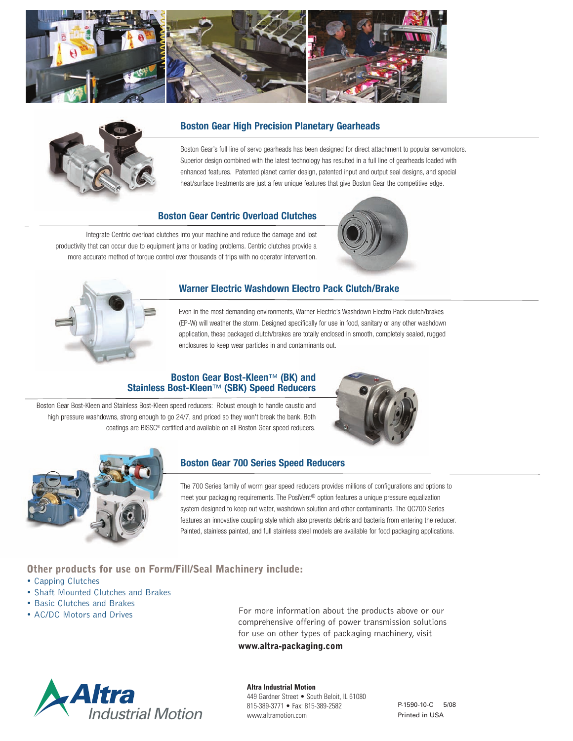## Boston Gear High Precision Planetary Gearheads

Boston Gear's full line of servo gearheads has been designed for direct attachment to popular servomotors. Superior design combined with the latest technology has resulted in a full line of gearheads loaded with enhanced features. Patented planet carrier design, patented input and output seal designs, and special heat/surface treatments are just a few unique features that give Boston Gear the competitive edge.

## Boston Gear Centric Overload Clutches

Integrate Centric overload clutches into your machine and reduce the damage and lost productivity that can occur due to equipment jams or loading problems. Centric clutches provide a more accurate method of torque control over thousands of trips with no operator intervention.

## Warner Electric Washdown Electro Pack Clutch/Brake

Even in the most demanding environments, Warner Electric's Washdown Electro Pack clutch/brakes (EP-W) will weather the storm. Designed specifically for use in food, sanitary or any other washdown application, these packaged clutch/brakes are totally enclosed in smooth, completely sealed, rugged enclosures to keep wear particles in and contaminants out.

## Boston Gear Bost-Kleen™ (BK) and Stainless Bost-Kleen™ (SBK) Speed Reducers

Boston Gear Bost-Kleen and Stainless Bost-Kleen speed reducers: Robust enough to handle caustic and high pressure washdowns, strong enough to go 24/7, and priced so they won't break the bank. Both coatings are BISSC® certified and available on all Boston Gear speed reducers.

## Boston Gear 700 Series Speed Reducers

The 700 Series family of worm gear speed reducers provides millions of configurations and options to meet your packaging requirements. The PosiVent® option features a unique pressure equalization system designed to keep out water, washdown solution and other contaminants. The QC700 Series features an innovative coupling style which also prevents debris and bacteria from entering the reducer. Painted, stainless painted, and full stainless steel models are available for food packaging applications.

### Other products for use on Form/Fill/Seal Machinery include:

- Capping Clutches
- Shaft Mounted Clutches and Brakes
- Basic Clutches and Brakes
- AC/DC Motors and Drives

For more information about the products above or our comprehensive offering of power transmission solutions for use on other types of packaging machinery, visit **www.altra-packaging.com**

Altra Industrial Motion

**Altra Industrial Motion**
449 Gardner Street • South Beloit, IL 61080
815-389-3771 • Fax: 815-389-2582
www.altramotion.com

P-1590-10-C 5/08
Printed in USA